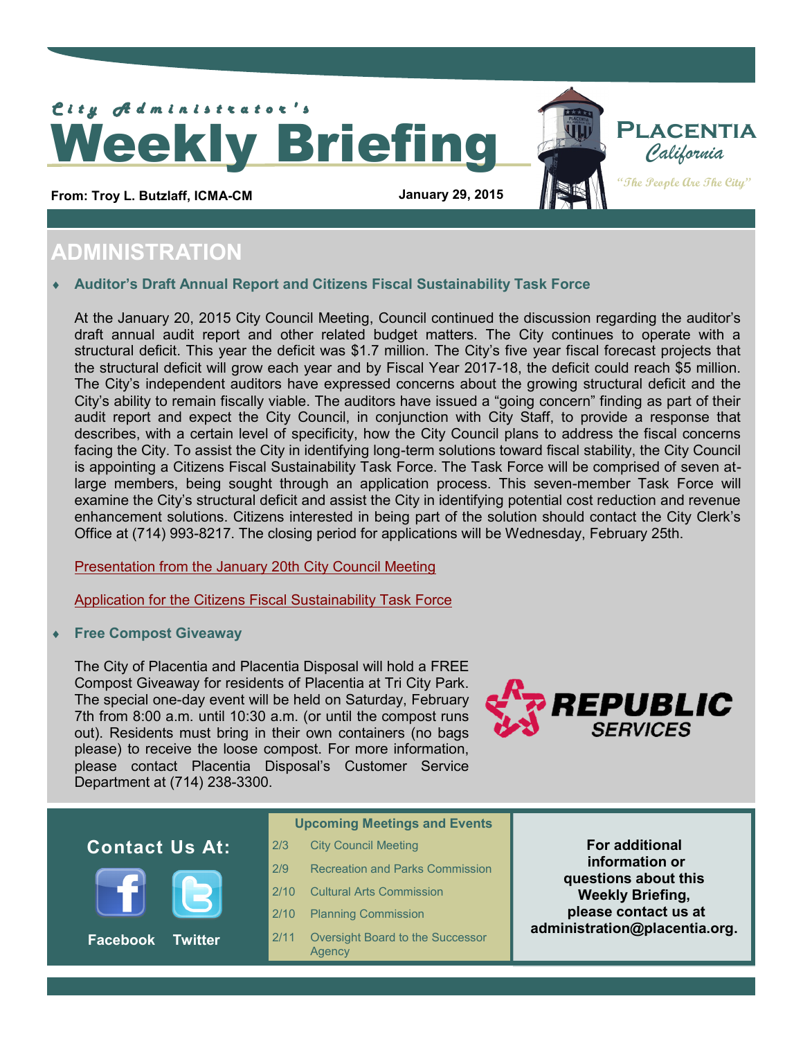*City Administrator's*

# Weekly Briefing

**PLACENTIA** *California*

*"The People Are The City"*

**From: Troy L. Butzlaff, ICMA-CM**

**January 29, 2015**

## ADMINISTRATION

- **Auditor's Draft Annual Report and Citizens Fiscal Sustainability Task Force**

At the January 20, 2015 City Council Meeting, Council continued the discussion regarding the auditor's draft annual audit report and other related budget matters. The City continues to operate with a structural deficit. This year the deficit was $1.7 million. The City's five year fiscal forecast projects that the structural deficit will grow each year and by Fiscal Year 2017-18, the deficit could reach $5 million. The City's independent auditors have expressed concerns about the growing structural deficit and the City's ability to remain fiscally viable. The auditors have issued a "going concern" finding as part of their audit report and expect the City Council, in conjunction with City Staff, to provide a response that describes, with a certain level of specificity, how the City Council plans to address the fiscal concerns facing the City. To assist the City in identifying long-term solutions toward fiscal stability, the City Council is appointing a Citizens Fiscal Sustainability Task Force. The Task Force will be comprised of seven at-large members, being sought through an application process. This seven-member Task Force will examine the City's structural deficit and assist the City in identifying potential cost reduction and revenue enhancement solutions. Citizens interested in being part of the solution should contact the City Clerk's Office at (714) 993-8217. The closing period for applications will be Wednesday, February 25th.

Presentation from the January 20th City Council Meeting

Application for the Citizens Fiscal Sustainability Task Force

- **Free Compost Giveaway**

The City of Placentia and Placentia Disposal will hold a FREE Compost Giveaway for residents of Placentia at Tri City Park. The special one-day event will be held on Saturday, February 7th from 8:00 a.m. until 10:30 a.m. (or until the compost runs out). Residents must bring in their own containers (no bags please) to receive the loose compost. For more information, please contact Placentia Disposal's Customer Service Department at (714) 238-3300.

REPUBLIC SERVICES

**Contact Us At:**

Facebook Twitter

**Upcoming Meetings and Events**

| Date | Event |
| --- | --- |
| 2/3 | City Council Meeting |
| 2/9 | Recreation and Parks Commission |
| 2/10 | Cultural Arts Commission |
| 2/10 | Planning Commission |
| 2/11 | Oversight Board to the Successor Agency |

**For additional information or questions about this Weekly Briefing, please contact us at administration@placentia.org.**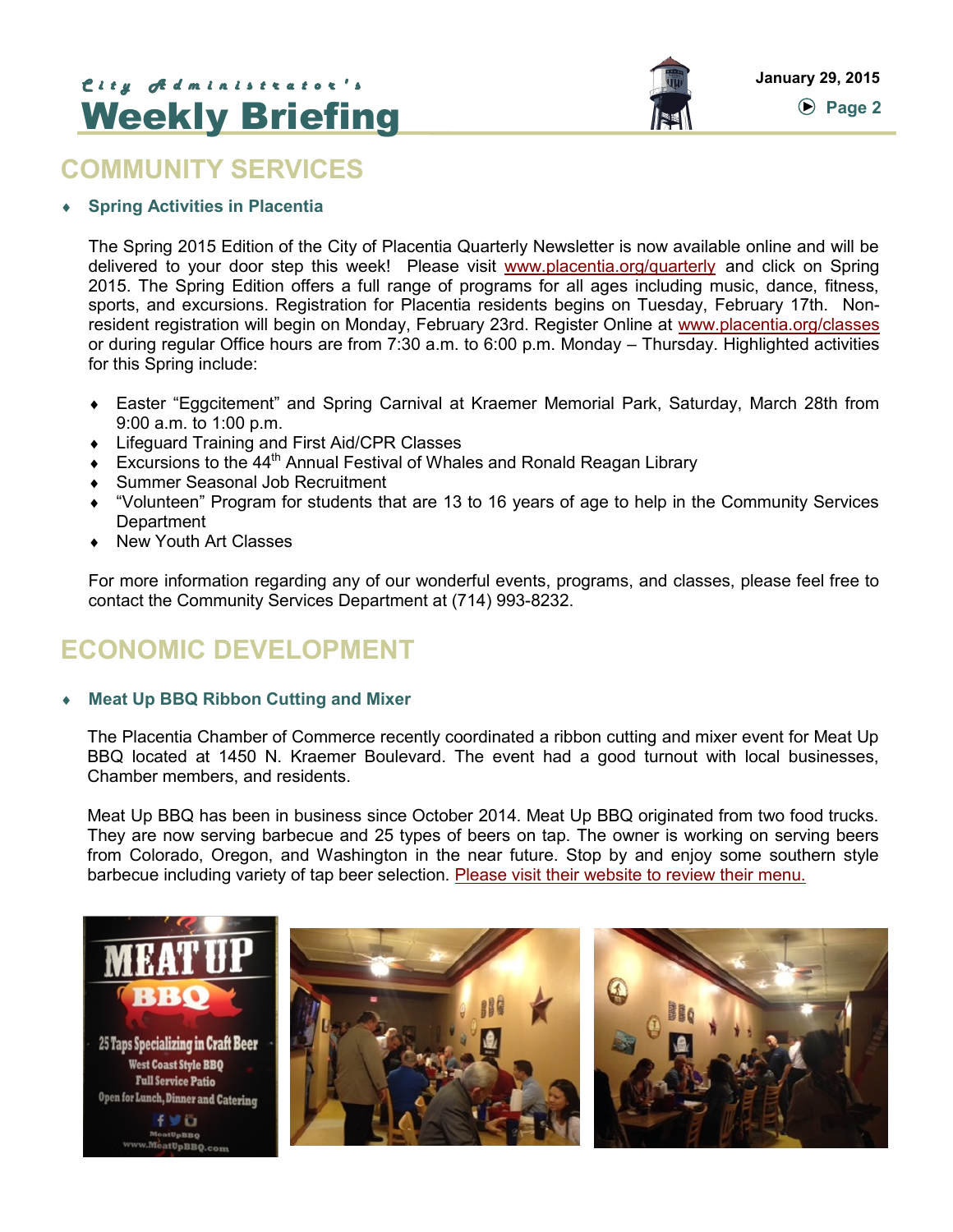## COMMUNITY SERVICES

- **Spring Activities in Placentia**

The Spring 2015 Edition of the City of Placentia Quarterly Newsletter is now available online and will be delivered to your door step this week! Please visit www.placentia.org/quarterly and click on Spring 2015. The Spring Edition offers a full range of programs for all ages including music, dance, fitness, sports, and excursions. Registration for Placentia residents begins on Tuesday, February 17th. Non-resident registration will begin on Monday, February 23rd. Register Online at www.placentia.org/classes or during regular Office hours are from 7:30 a.m. to 6:00 p.m. Monday – Thursday. Highlighted activities for this Spring include:

- Easter "Eggcitement" and Spring Carnival at Kraemer Memorial Park, Saturday, March 28th from 9:00 a.m. to 1:00 p.m.
- Lifeguard Training and First Aid/CPR Classes
- Excursions to the 44th Annual Festival of Whales and Ronald Reagan Library
- Summer Seasonal Job Recruitment
- "Volunteen" Program for students that are 13 to 16 years of age to help in the Community Services Department
- New Youth Art Classes

For more information regarding any of our wonderful events, programs, and classes, please feel free to contact the Community Services Department at (714) 993-8232.

## ECONOMIC DEVELOPMENT

- **Meat Up BBQ Ribbon Cutting and Mixer**

The Placentia Chamber of Commerce recently coordinated a ribbon cutting and mixer event for Meat Up BBQ located at 1450 N. Kraemer Boulevard. The event had a good turnout with local businesses, Chamber members, and residents.

Meat Up BBQ has been in business since October 2014. Meat Up BBQ originated from two food trucks. They are now serving barbecue and 25 types of beers on tap. The owner is working on serving beers from Colorado, Oregon, and Washington in the near future. Stop by and enjoy some southern style barbecue including variety of tap beer selection. Please visit their website to review their menu.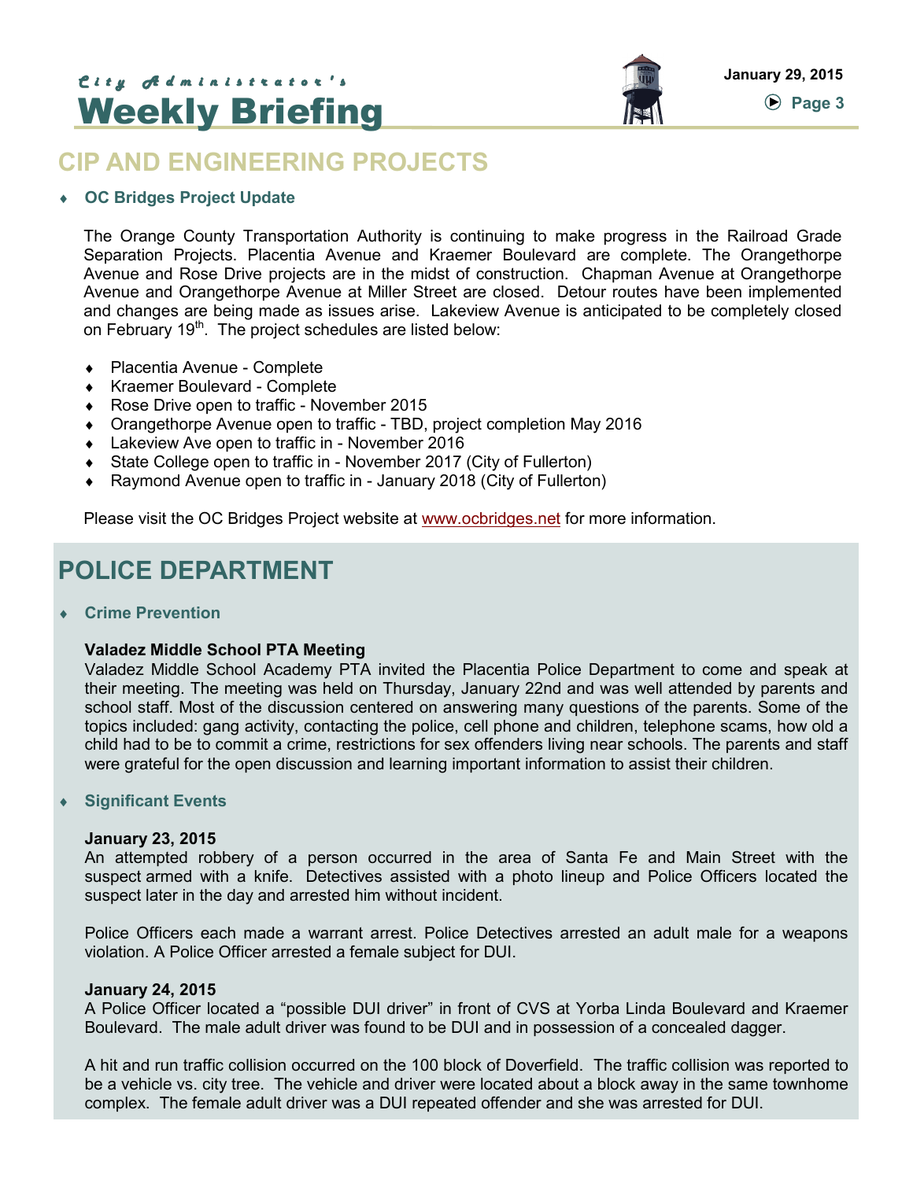## CIP AND ENGINEERING PROJECTS

- **OC Bridges Project Update**

The Orange County Transportation Authority is continuing to make progress in the Railroad Grade Separation Projects. Placentia Avenue and Kraemer Boulevard are complete. The Orangethorpe Avenue and Rose Drive projects are in the midst of construction. Chapman Avenue at Orangethorpe Avenue and Orangethorpe Avenue at Miller Street are closed. Detour routes have been implemented and changes are being made as issues arise. Lakeview Avenue is anticipated to be completely closed on February 19th. The project schedules are listed below:

- Placentia Avenue - Complete
- Kraemer Boulevard - Complete
- Rose Drive open to traffic - November 2015
- Orangethorpe Avenue open to traffic - TBD, project completion May 2016
- Lakeview Ave open to traffic in - November 2016
- State College open to traffic in - November 2017 (City of Fullerton)
- Raymond Avenue open to traffic in - January 2018 (City of Fullerton)

Please visit the OC Bridges Project website at www.ocbridges.net for more information.

## POLICE DEPARTMENT

- **Crime Prevention**

**Valadez Middle School PTA Meeting**

Valadez Middle School Academy PTA invited the Placentia Police Department to come and speak at their meeting. The meeting was held on Thursday, January 22nd and was well attended by parents and school staff. Most of the discussion centered on answering many questions of the parents. Some of the topics included: gang activity, contacting the police, cell phone and children, telephone scams, how old a child had to be to commit a crime, restrictions for sex offenders living near schools. The parents and staff were grateful for the open discussion and learning important information to assist their children.

- **Significant Events**

**January 23, 2015**

An attempted robbery of a person occurred in the area of Santa Fe and Main Street with the suspect armed with a knife. Detectives assisted with a photo lineup and Police Officers located the suspect later in the day and arrested him without incident.

Police Officers each made a warrant arrest. Police Detectives arrested an adult male for a weapons violation. A Police Officer arrested a female subject for DUI.

**January 24, 2015**

A Police Officer located a “possible DUI driver” in front of CVS at Yorba Linda Boulevard and Kraemer Boulevard. The male adult driver was found to be DUI and in possession of a concealed dagger.

A hit and run traffic collision occurred on the 100 block of Doverfield. The traffic collision was reported to be a vehicle vs. city tree. The vehicle and driver were located about a block away in the same townhome complex. The female adult driver was a DUI repeated offender and she was arrested for DUI.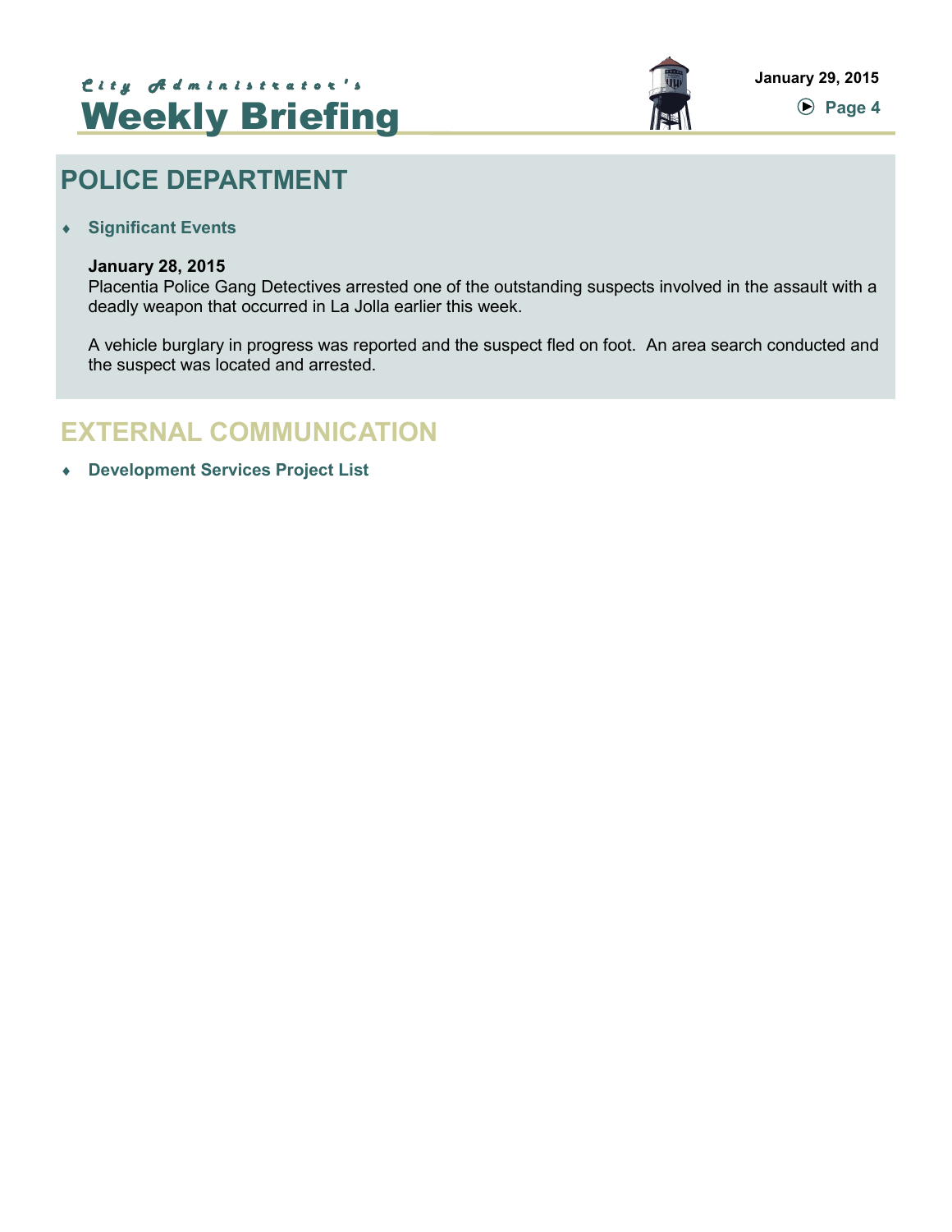## POLICE DEPARTMENT

- **Significant Events**

**January 28, 2015**
Placentia Police Gang Detectives arrested one of the outstanding suspects involved in the assault with a deadly weapon that occurred in La Jolla earlier this week.

A vehicle burglary in progress was reported and the suspect fled on foot. An area search conducted and the suspect was located and arrested.

## EXTERNAL COMMUNICATION

- **Development Services Project List**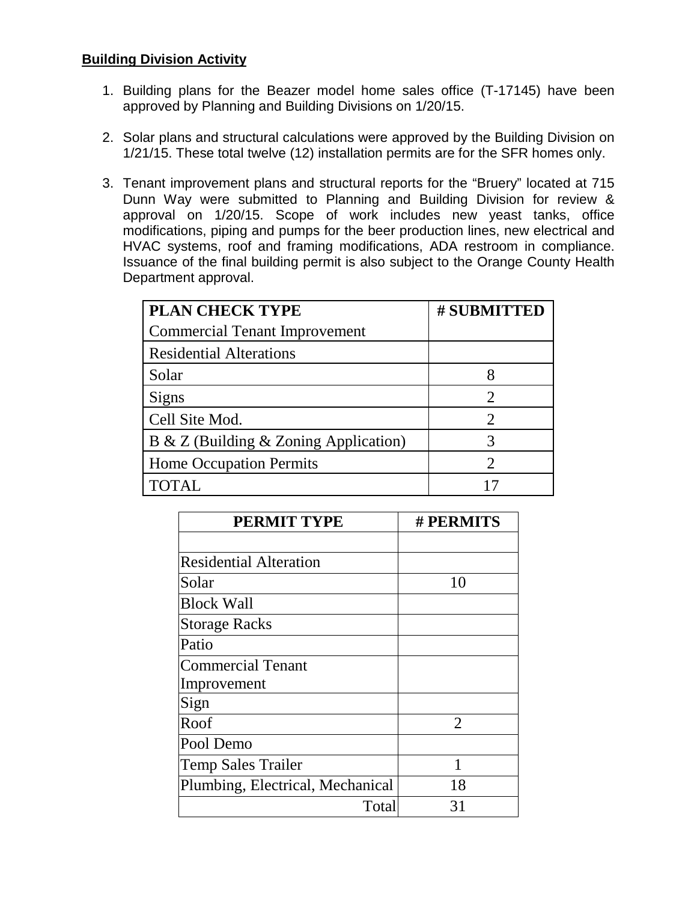**Building Division Activity**

1. Building plans for the Beazer model home sales office (T-17145) have been approved by Planning and Building Divisions on 1/20/15.

2. Solar plans and structural calculations were approved by the Building Division on 1/21/15. These total twelve (12) installation permits are for the SFR homes only.

3. Tenant improvement plans and structural reports for the “Bruery” located at 715 Dunn Way were submitted to Planning and Building Division for review & approval on 1/20/15. Scope of work includes new yeast tanks, office modifications, piping and pumps for the beer production lines, new electrical and HVAC systems, roof and framing modifications, ADA restroom in compliance. Issuance of the final building permit is also subject to the Orange County Health Department approval.

| PLAN CHECK TYPE<br>Commercial Tenant Improvement | # SUBMITTED |
|---|---|
| Residential Alterations | |
| Solar | 8 |
| Signs | 2 |
| Cell Site Mod. | 2 |
| B & Z (Building & Zoning Application) | 3 |
| Home Occupation Permits | 2 |
| TOTAL | 17 |

| PERMIT TYPE | # PERMITS |
|---|---|
| | |
| Residential Alteration | |
| Solar | 10 |
| Block Wall | |
| Storage Racks | |
| Patio | |
| Commercial Tenant Improvement | |
| Sign | |
| Roof | 2 |
| Pool Demo | |
| Temp Sales Trailer | 1 |
| Plumbing, Electrical, Mechanical | 18 |
| Total | 31 |